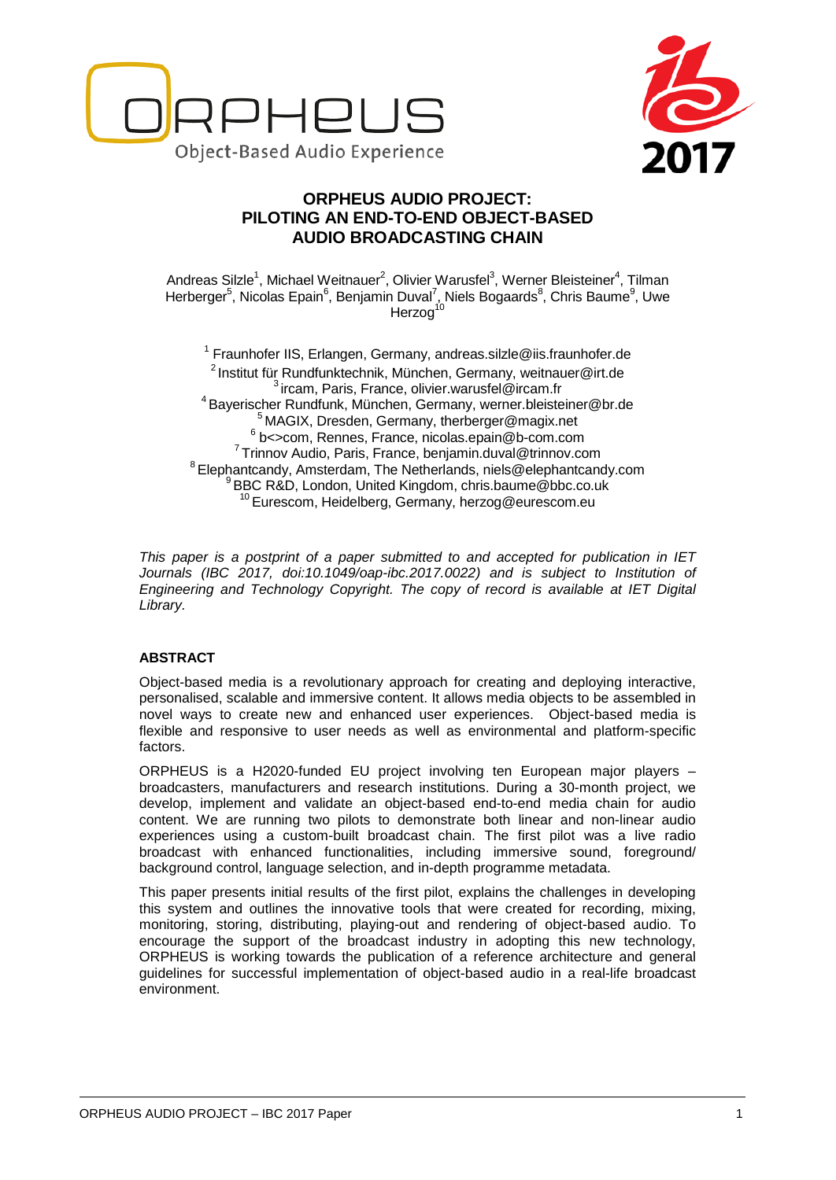# ORPHEUS AUDIO PROJECT: PILOTING AN END-TO-END OBJECT-BASED AUDIO BROADCASTING CHAIN

Andreas Silzle[1], Michael Weitnauer[2], Olivier Warusfel[3], Werner Bleisteiner[4], Tilman Herberger[5], Nicolas Epain[6], Benjamin Duval[7], Niels Bogaards[8], Chris Baume[9], Uwe Herzog[10]

[1] Fraunhofer IIS, Erlangen, Germany, andreas.silzle@iis.fraunhofer.de
[2] Institut für Rundfunktechnik, München, Germany, weitnauer@irt.de
[3] ircam, Paris, France, olivier.warusfel@ircam.fr
[4] Bayerischer Rundfunk, München, Germany, werner.bleisteiner@br.de
[5] MAGIX, Dresden, Germany, therberger@magix.net
[6] b<>com, Rennes, France, nicolas.epain@b-com.com
[7] Trinnov Audio, Paris, France, benjamin.duval@trinnov.com
[8] Elephantcandy, Amsterdam, The Netherlands, niels@elephantcandy.com
[9] BBC R&D, London, United Kingdom, chris.baume@bbc.co.uk
[10] Eurescom, Heidelberg, Germany, herzog@eurescom.eu

*This paper is a postprint of a paper submitted to and accepted for publication in IET Journals (IBC 2017, doi:10.1049/oap-ibc.2017.0022) and is subject to Institution of Engineering and Technology Copyright. The copy of record is available at IET Digital Library.*

## ABSTRACT

Object-based media is a revolutionary approach for creating and deploying interactive, personalised, scalable and immersive content. It allows media objects to be assembled in novel ways to create new and enhanced user experiences. Object-based media is flexible and responsive to user needs as well as environmental and platform-specific factors.

ORPHEUS is a H2020-funded EU project involving ten European major players – broadcasters, manufacturers and research institutions. During a 30-month project, we develop, implement and validate an object-based end-to-end media chain for audio content. We are running two pilots to demonstrate both linear and non-linear audio experiences using a custom-built broadcast chain. The first pilot was a live radio broadcast with enhanced functionalities, including immersive sound, foreground/ background control, language selection, and in-depth programme metadata.

This paper presents initial results of the first pilot, explains the challenges in developing this system and outlines the innovative tools that were created for recording, mixing, monitoring, storing, distributing, playing-out and rendering of object-based audio. To encourage the support of the broadcast industry in adopting this new technology, ORPHEUS is working towards the publication of a reference architecture and general guidelines for successful implementation of object-based audio in a real-life broadcast environment.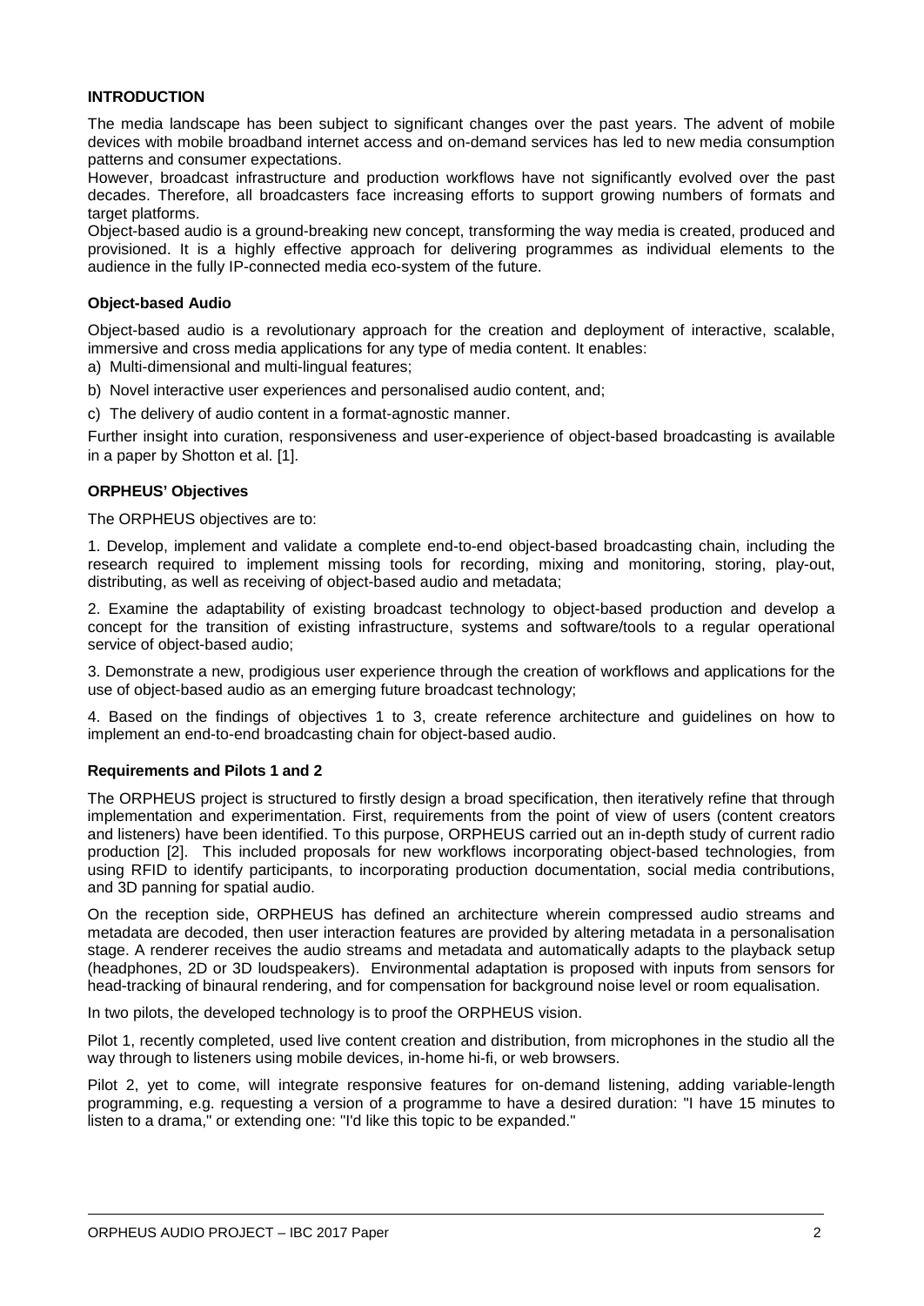## INTRODUCTION

The media landscape has been subject to significant changes over the past years. The advent of mobile devices with mobile broadband internet access and on-demand services has led to new media consumption patterns and consumer expectations.

However, broadcast infrastructure and production workflows have not significantly evolved over the past decades. Therefore, all broadcasters face increasing efforts to support growing numbers of formats and target platforms.

Object-based audio is a ground-breaking new concept, transforming the way media is created, produced and provisioned. It is a highly effective approach for delivering programmes as individual elements to the audience in the fully IP-connected media eco-system of the future.

### Object-based Audio

Object-based audio is a revolutionary approach for the creation and deployment of interactive, scalable, immersive and cross media applications for any type of media content. It enables:

a) Multi-dimensional and multi-lingual features;

b) Novel interactive user experiences and personalised audio content, and;

c) The delivery of audio content in a format-agnostic manner.

Further insight into curation, responsiveness and user-experience of object-based broadcasting is available in a paper by Shotton et al. [1].

### ORPHEUS' Objectives

The ORPHEUS objectives are to:

1. Develop, implement and validate a complete end-to-end object-based broadcasting chain, including the research required to implement missing tools for recording, mixing and monitoring, storing, play-out, distributing, as well as receiving of object-based audio and metadata;

2. Examine the adaptability of existing broadcast technology to object-based production and develop a concept for the transition of existing infrastructure, systems and software/tools to a regular operational service of object-based audio;

3. Demonstrate a new, prodigious user experience through the creation of workflows and applications for the use of object-based audio as an emerging future broadcast technology;

4. Based on the findings of objectives 1 to 3, create reference architecture and guidelines on how to implement an end-to-end broadcasting chain for object-based audio.

### Requirements and Pilots 1 and 2

The ORPHEUS project is structured to firstly design a broad specification, then iteratively refine that through implementation and experimentation. First, requirements from the point of view of users (content creators and listeners) have been identified. To this purpose, ORPHEUS carried out an in-depth study of current radio production [2]. This included proposals for new workflows incorporating object-based technologies, from using RFID to identify participants, to incorporating production documentation, social media contributions, and 3D panning for spatial audio.

On the reception side, ORPHEUS has defined an architecture wherein compressed audio streams and metadata are decoded, then user interaction features are provided by altering metadata in a personalisation stage. A renderer receives the audio streams and metadata and automatically adapts to the playback setup (headphones, 2D or 3D loudspeakers). Environmental adaptation is proposed with inputs from sensors for head-tracking of binaural rendering, and for compensation for background noise level or room equalisation.

In two pilots, the developed technology is to proof the ORPHEUS vision.

Pilot 1, recently completed, used live content creation and distribution, from microphones in the studio all the way through to listeners using mobile devices, in-home hi-fi, or web browsers.

Pilot 2, yet to come, will integrate responsive features for on-demand listening, adding variable-length programming, e.g. requesting a version of a programme to have a desired duration: "I have 15 minutes to listen to a drama," or extending one: "I'd like this topic to be expanded."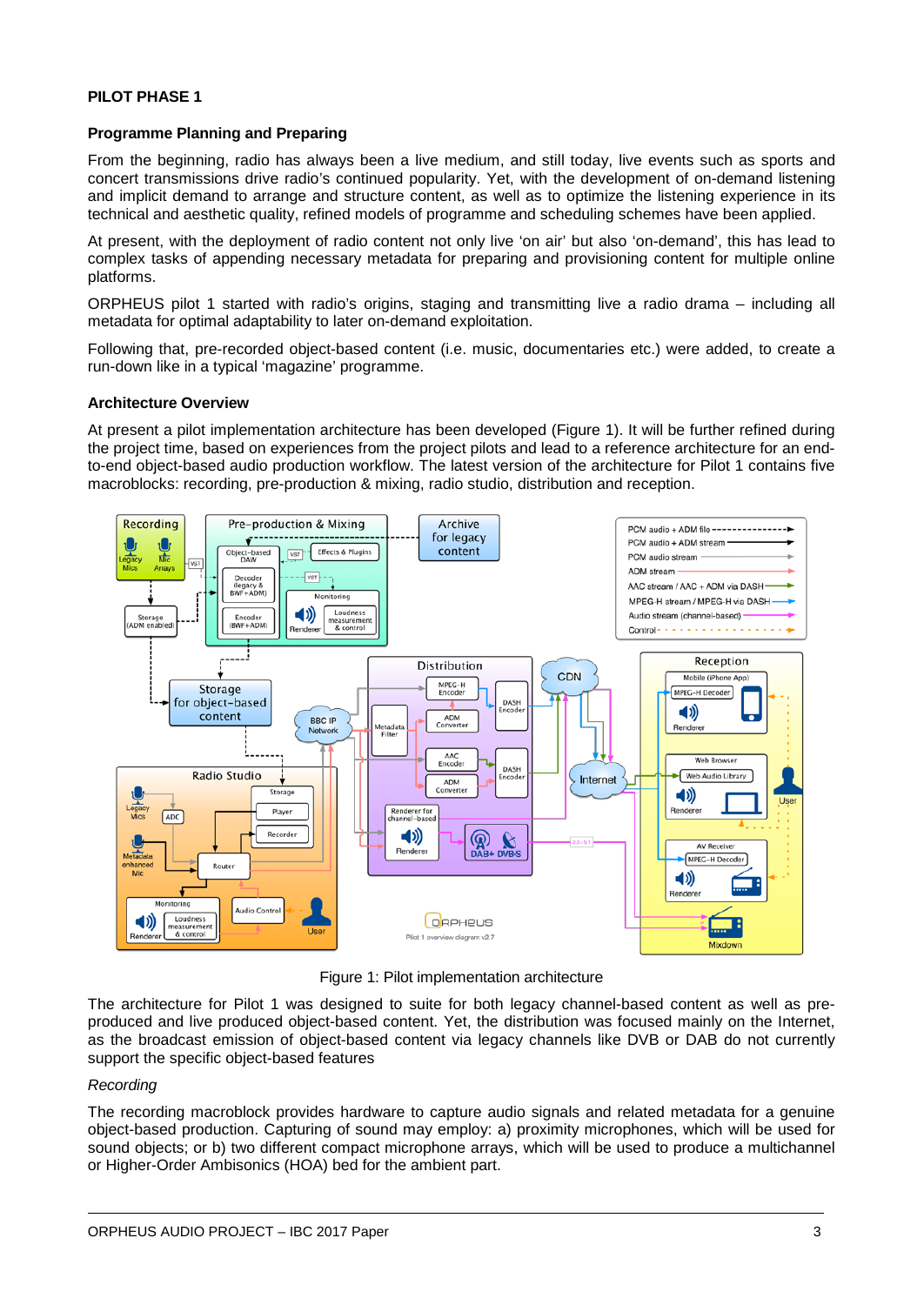**PILOT PHASE 1**

**Programme Planning and Preparing**

From the beginning, radio has always been a live medium, and still today, live events such as sports and concert transmissions drive radio's continued popularity. Yet, with the development of on-demand listening and implicit demand to arrange and structure content, as well as to optimize the listening experience in its technical and aesthetic quality, refined models of programme and scheduling schemes have been applied.

At present, with the deployment of radio content not only live 'on air' but also 'on-demand', this has lead to complex tasks of appending necessary metadata for preparing and provisioning content for multiple online platforms.

ORPHEUS pilot 1 started with radio's origins, staging and transmitting live a radio drama – including all metadata for optimal adaptability to later on-demand exploitation.

Following that, pre-recorded object-based content (i.e. music, documentaries etc.) were added, to create a run-down like in a typical 'magazine' programme.

**Architecture Overview**

At present a pilot implementation architecture has been developed (Figure 1). It will be further refined during the project time, based on experiences from the project pilots and lead to a reference architecture for an end-to-end object-based audio production workflow. The latest version of the architecture for Pilot 1 contains five macroblocks: recording, pre-production & mixing, radio studio, distribution and reception.

Figure 1: Pilot implementation architecture

The architecture for Pilot 1 was designed to suite for both legacy channel-based content as well as pre-produced and live produced object-based content. Yet, the distribution was focused mainly on the Internet, as the broadcast emission of object-based content via legacy channels like DVB or DAB do not currently support the specific object-based features

*Recording*

The recording macroblock provides hardware to capture audio signals and related metadata for a genuine object-based production. Capturing of sound may employ: a) proximity microphones, which will be used for sound objects; or b) two different compact microphone arrays, which will be used to produce a multichannel or Higher-Order Ambisonics (HOA) bed for the ambient part.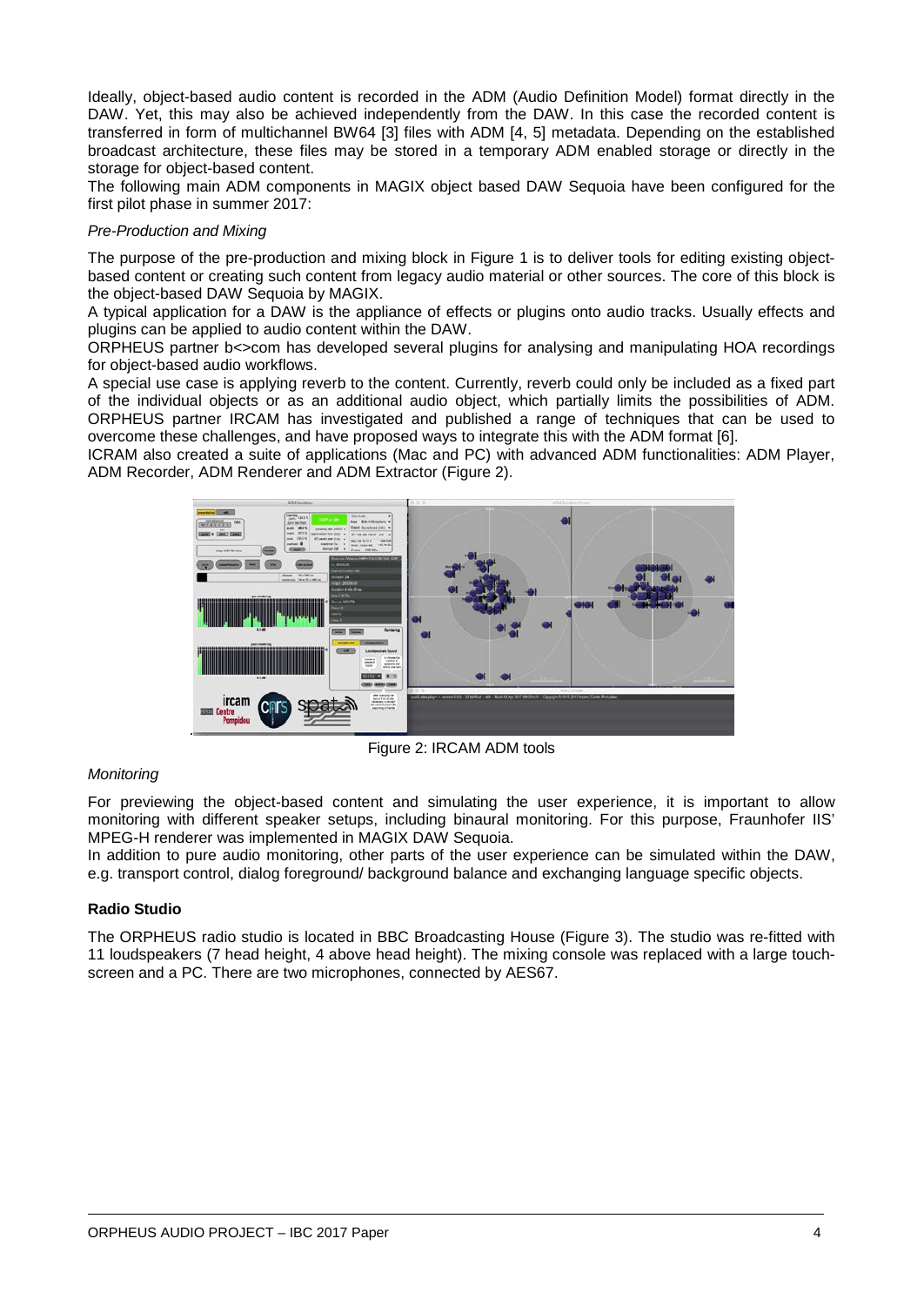Ideally, object-based audio content is recorded in the ADM (Audio Definition Model) format directly in the DAW. Yet, this may also be achieved independently from the DAW. In this case the recorded content is transferred in form of multichannel BW64 [3] files with ADM [4, 5] metadata. Depending on the established broadcast architecture, these files may be stored in a temporary ADM enabled storage or directly in the storage for object-based content.

The following main ADM components in MAGIX object based DAW Sequoia have been configured for the first pilot phase in summer 2017:

*Pre-Production and Mixing*

The purpose of the pre-production and mixing block in Figure 1 is to deliver tools for editing existing object-based content or creating such content from legacy audio material or other sources. The core of this block is the object-based DAW Sequoia by MAGIX.

A typical application for a DAW is the appliance of effects or plugins onto audio tracks. Usually effects and plugins can be applied to audio content within the DAW.

ORPHEUS partner b<>com has developed several plugins for analysing and manipulating HOA recordings for object-based audio workflows.

A special use case is applying reverb to the content. Currently, reverb could only be included as a fixed part of the individual objects or as an additional audio object, which partially limits the possibilities of ADM. ORPHEUS partner IRCAM has investigated and published a range of techniques that can be used to overcome these challenges, and have proposed ways to integrate this with the ADM format [6].

ICRAM also created a suite of applications (Mac and PC) with advanced ADM functionalities: ADM Player, ADM Recorder, ADM Renderer and ADM Extractor (Figure 2).

Figure 2: IRCAM ADM tools

*Monitoring*

For previewing the object-based content and simulating the user experience, it is important to allow monitoring with different speaker setups, including binaural monitoring. For this purpose, Fraunhofer IIS' MPEG-H renderer was implemented in MAGIX DAW Sequoia.

In addition to pure audio monitoring, other parts of the user experience can be simulated within the DAW, e.g. transport control, dialog foreground/ background balance and exchanging language specific objects.

**Radio Studio**

The ORPHEUS radio studio is located in BBC Broadcasting House (Figure 3). The studio was re-fitted with 11 loudspeakers (7 head height, 4 above head height). The mixing console was replaced with a large touch-screen and a PC. There are two microphones, connected by AES67.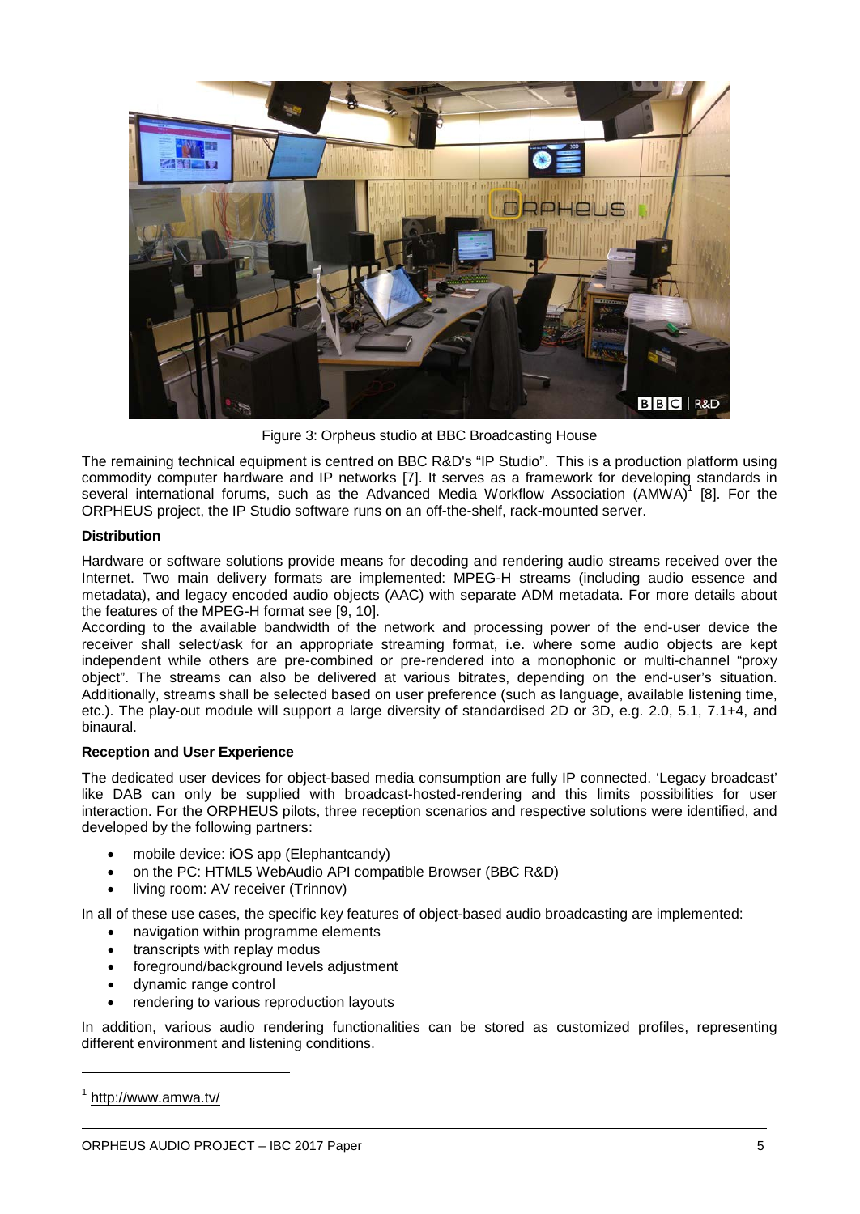Figure 3: Orpheus studio at BBC Broadcasting House

The remaining technical equipment is centred on BBC R&D's "IP Studio". This is a production platform using commodity computer hardware and IP networks [7]. It serves as a framework for developing standards in several international forums, such as the Advanced Media Workflow Association (AMWA)[1] [8]. For the ORPHEUS project, the IP Studio software runs on an off-the-shelf, rack-mounted server.

**Distribution**

Hardware or software solutions provide means for decoding and rendering audio streams received over the Internet. Two main delivery formats are implemented: MPEG-H streams (including audio essence and metadata), and legacy encoded audio objects (AAC) with separate ADM metadata. For more details about the features of the MPEG-H format see [9, 10].

According to the available bandwidth of the network and processing power of the end-user device the receiver shall select/ask for an appropriate streaming format, i.e. where some audio objects are kept independent while others are pre-combined or pre-rendered into a monophonic or multi-channel "proxy object". The streams can also be delivered at various bitrates, depending on the end-user's situation. Additionally, streams shall be selected based on user preference (such as language, available listening time, etc.). The play-out module will support a large diversity of standardised 2D or 3D, e.g. 2.0, 5.1, 7.1+4, and binaural.

**Reception and User Experience**

The dedicated user devices for object-based media consumption are fully IP connected. 'Legacy broadcast' like DAB can only be supplied with broadcast-hosted-rendering and this limits possibilities for user interaction. For the ORPHEUS pilots, three reception scenarios and respective solutions were identified, and developed by the following partners:

- mobile device: iOS app (Elephantcandy)
- on the PC: HTML5 WebAudio API compatible Browser (BBC R&D)
- living room: AV receiver (Trinnov)

In all of these use cases, the specific key features of object-based audio broadcasting are implemented:

- navigation within programme elements
- transcripts with replay modus
- foreground/background levels adjustment
- dynamic range control
- rendering to various reproduction layouts

In addition, various audio rendering functionalities can be stored as customized profiles, representing different environment and listening conditions.

[1] http://www.amwa.tv/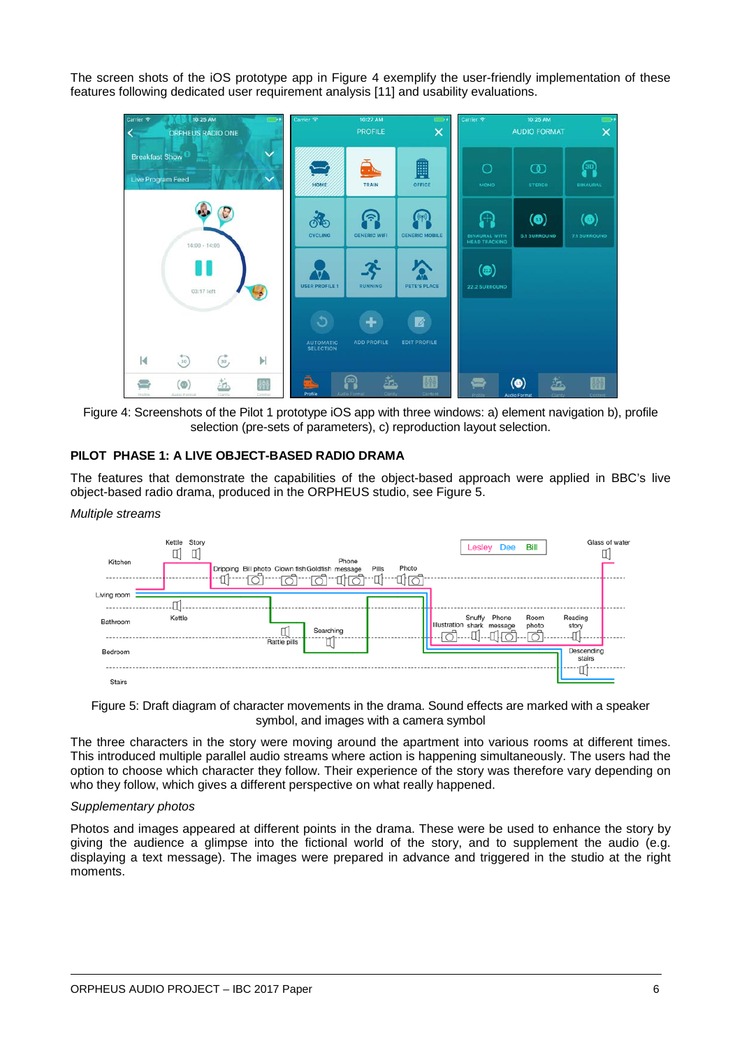The screen shots of the iOS prototype app in Figure 4 exemplify the user-friendly implementation of these features following dedicated user requirement analysis [11] and usability evaluations.

Figure 4: Screenshots of the Pilot 1 prototype iOS app with three windows: a) element navigation b), profile selection (pre-sets of parameters), c) reproduction layout selection.

## PILOT PHASE 1: A LIVE OBJECT-BASED RADIO DRAMA

The features that demonstrate the capabilities of the object-based approach were applied in BBC's live object-based radio drama, produced in the ORPHEUS studio, see Figure 5.

*Multiple streams*

Figure 5: Draft diagram of character movements in the drama. Sound effects are marked with a speaker symbol, and images with a camera symbol

The three characters in the story were moving around the apartment into various rooms at different times. This introduced multiple parallel audio streams where action is happening simultaneously. The users had the option to choose which character they follow. Their experience of the story was therefore vary depending on who they follow, which gives a different perspective on what really happened.

*Supplementary photos*

Photos and images appeared at different points in the drama. These were be used to enhance the story by giving the audience a glimpse into the fictional world of the story, and to supplement the audio (e.g. displaying a text message). The images were prepared in advance and triggered in the studio at the right moments.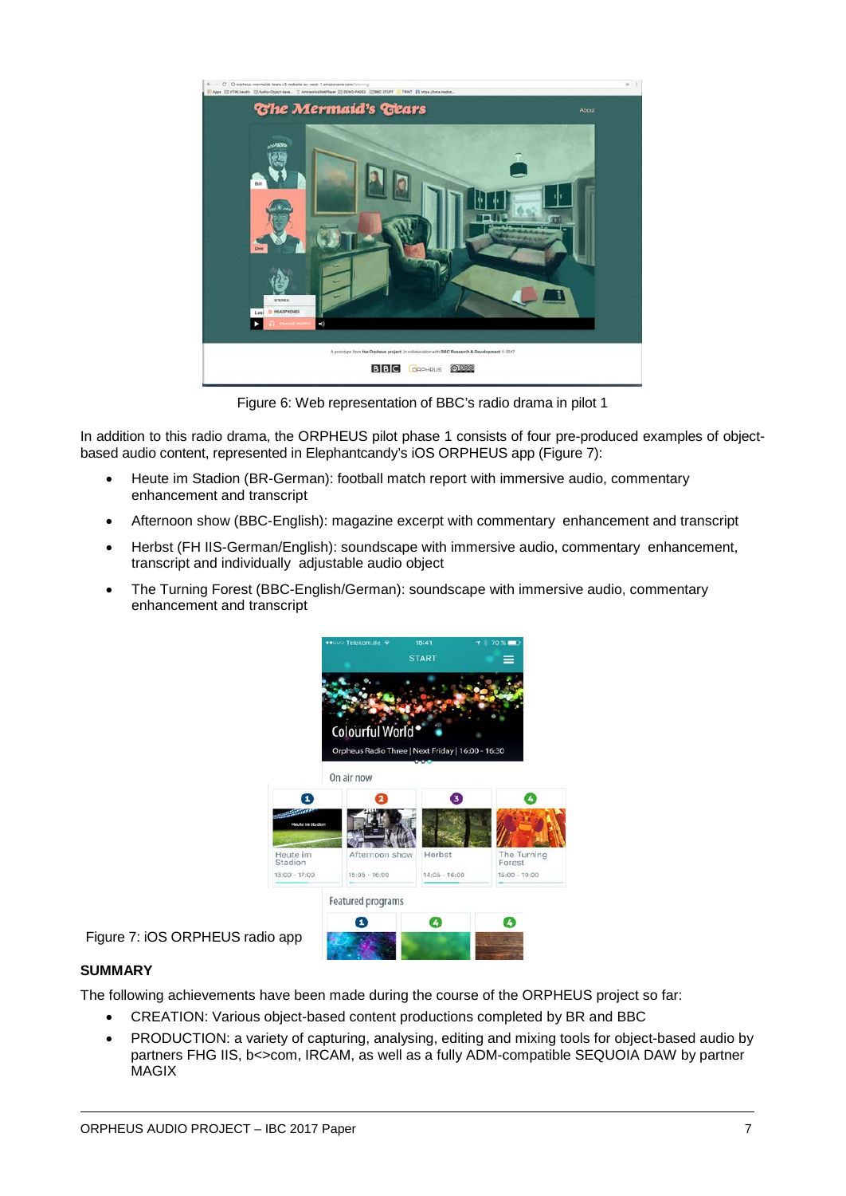Figure 6: Web representation of BBC's radio drama in pilot 1

In addition to this radio drama, the ORPHEUS pilot phase 1 consists of four pre-produced examples of object-based audio content, represented in Elephantcandy's iOS ORPHEUS app (Figure 7):

- Heute im Stadion (BR-German): football match report with immersive audio, commentary enhancement and transcript
- Afternoon show (BBC-English): magazine excerpt with commentary enhancement and transcript
- Herbst (FH IIS-German/English): soundscape with immersive audio, commentary enhancement, transcript and individually adjustable audio object
- The Turning Forest (BBC-English/German): soundscape with immersive audio, commentary enhancement and transcript

Figure 7: iOS ORPHEUS radio app

**SUMMARY**

The following achievements have been made during the course of the ORPHEUS project so far:

- CREATION: Various object-based content productions completed by BR and BBC
- PRODUCTION: a variety of capturing, analysing, editing and mixing tools for object-based audio by partners FHG IIS, b<>com, IRCAM, as well as a fully ADM-compatible SEQUOIA DAW by partner MAGIX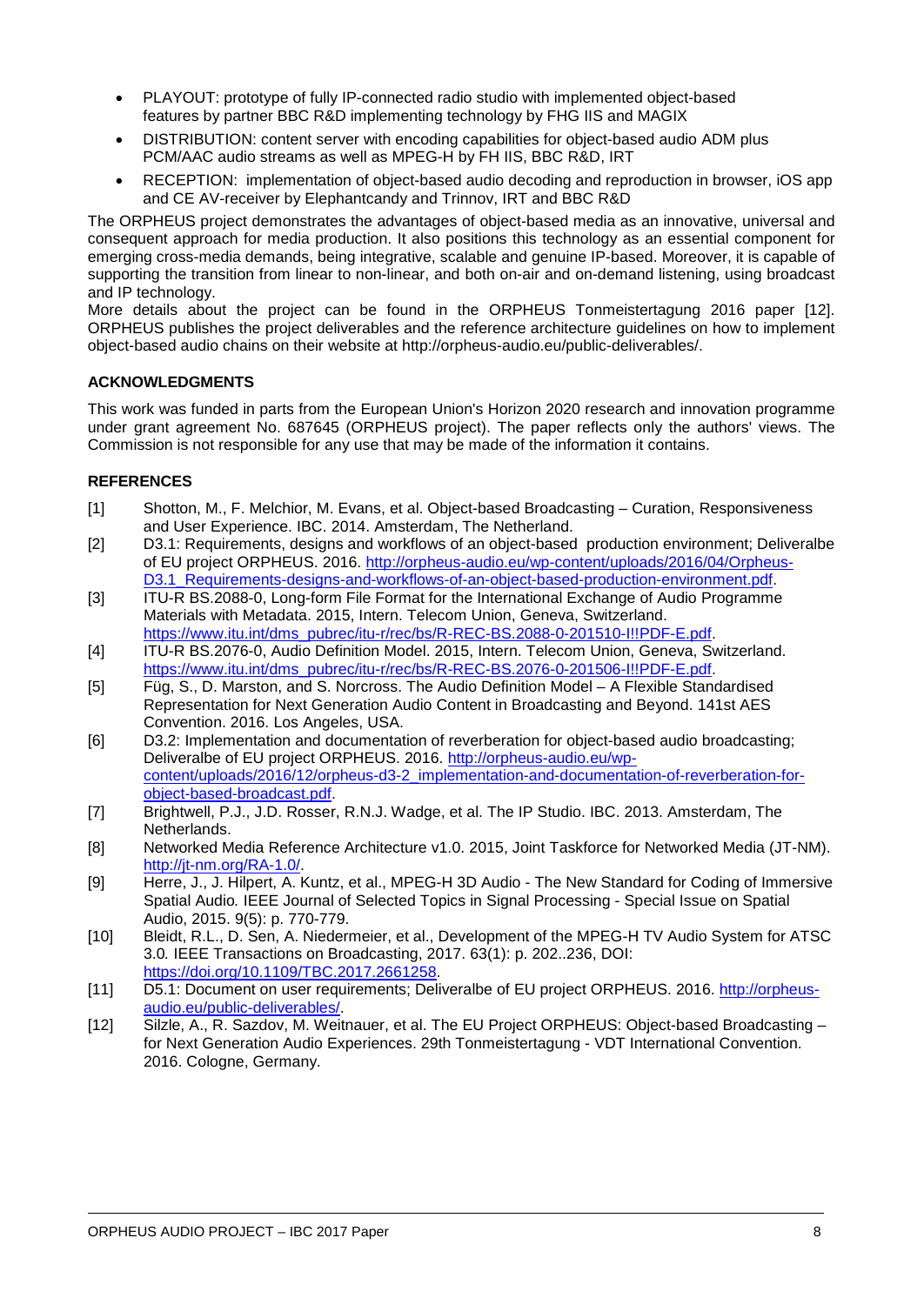- PLAYOUT: prototype of fully IP-connected radio studio with implemented object-based features by partner BBC R&D implementing technology by FHG IIS and MAGIX
- DISTRIBUTION: content server with encoding capabilities for object-based audio ADM plus PCM/AAC audio streams as well as MPEG-H by FH IIS, BBC R&D, IRT
- RECEPTION: implementation of object-based audio decoding and reproduction in browser, iOS app and CE AV-receiver by Elephantcandy and Trinnov, IRT and BBC R&D

The ORPHEUS project demonstrates the advantages of object-based media as an innovative, universal and consequent approach for media production. It also positions this technology as an essential component for emerging cross-media demands, being integrative, scalable and genuine IP-based. Moreover, it is capable of supporting the transition from linear to non-linear, and both on-air and on-demand listening, using broadcast and IP technology.
More details about the project can be found in the ORPHEUS Tonmeistertagung 2016 paper [12]. ORPHEUS publishes the project deliverables and the reference architecture guidelines on how to implement object-based audio chains on their website at http://orpheus-audio.eu/public-deliverables/.

## ACKNOWLEDGMENTS

This work was funded in parts from the European Union's Horizon 2020 research and innovation programme under grant agreement No. 687645 (ORPHEUS project). The paper reflects only the authors' views. The Commission is not responsible for any use that may be made of the information it contains.

## REFERENCES

[1] Shotton, M., F. Melchior, M. Evans, et al. Object-based Broadcasting – Curation, Responsiveness and User Experience. IBC. 2014. Amsterdam, The Netherland.

[2] D3.1: Requirements, designs and workflows of an object-based production environment; Deliveralbe of EU project ORPHEUS. 2016. http://orpheus-audio.eu/wp-content/uploads/2016/04/Orpheus-D3.1_Requirements-designs-and-workflows-of-an-object-based-production-environment.pdf.

[3] ITU-R BS.2088-0, Long-form File Format for the International Exchange of Audio Programme Materials with Metadata. 2015, Intern. Telecom Union, Geneva, Switzerland. https://www.itu.int/dms_pubrec/itu-r/rec/bs/R-REC-BS.2088-0-201510-I!!PDF-E.pdf.

[4] ITU-R BS.2076-0, Audio Definition Model. 2015, Intern. Telecom Union, Geneva, Switzerland. https://www.itu.int/dms_pubrec/itu-r/rec/bs/R-REC-BS.2076-0-201506-I!!PDF-E.pdf.

[5] Füg, S., D. Marston, and S. Norcross. The Audio Definition Model – A Flexible Standardised Representation for Next Generation Audio Content in Broadcasting and Beyond. 141st AES Convention. 2016. Los Angeles, USA.

[6] D3.2: Implementation and documentation of reverberation for object-based audio broadcasting; Deliveralbe of EU project ORPHEUS. 2016. http://orpheus-audio.eu/wp-content/uploads/2016/12/orpheus-d3-2_implementation-and-documentation-of-reverberation-for-object-based-broadcast.pdf.

[7] Brightwell, P.J., J.D. Rosser, R.N.J. Wadge, et al. The IP Studio. IBC. 2013. Amsterdam, The Netherlands.

[8] Networked Media Reference Architecture v1.0. 2015, Joint Taskforce for Networked Media (JT-NM). http://jt-nm.org/RA-1.0/.

[9] Herre, J., J. Hilpert, A. Kuntz, et al., MPEG-H 3D Audio - The New Standard for Coding of Immersive Spatial Audio*.* IEEE Journal of Selected Topics in Signal Processing - Special Issue on Spatial Audio, 2015. 9(5): p. 770-779.

[10] Bleidt, R.L., D. Sen, A. Niedermeier, et al., Development of the MPEG-H TV Audio System for ATSC 3.0*.* IEEE Transactions on Broadcasting, 2017. 63(1): p. 202..236, DOI: https://doi.org/10.1109/TBC.2017.2661258.

[11] D5.1: Document on user requirements; Deliveralbe of EU project ORPHEUS. 2016. http://orpheus-audio.eu/public-deliverables/.

[12] Silzle, A., R. Sazdov, M. Weitnauer, et al. The EU Project ORPHEUS: Object-based Broadcasting – for Next Generation Audio Experiences. 29th Tonmeistertagung - VDT International Convention. 2016. Cologne, Germany.